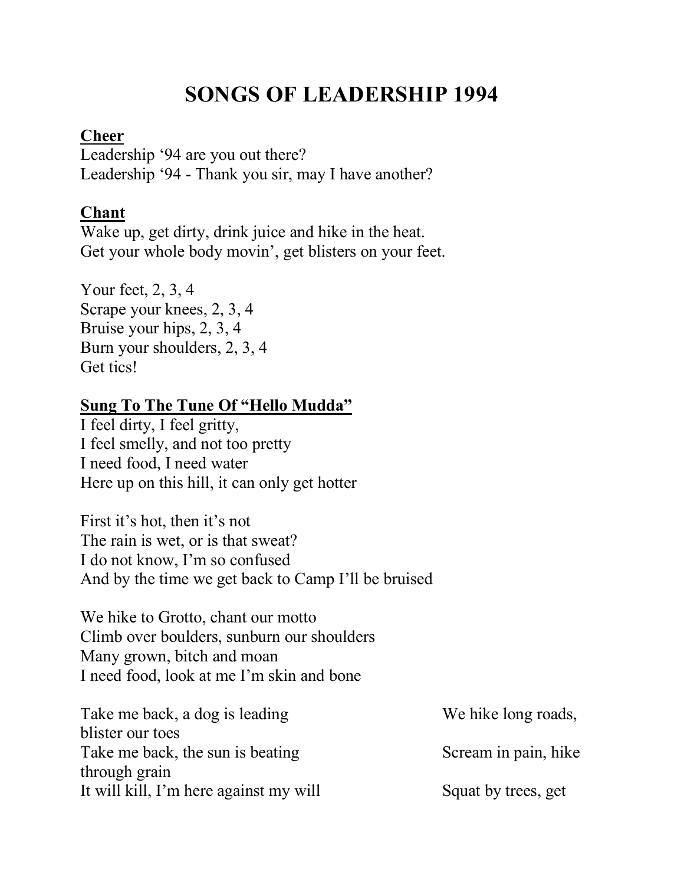# SONGS OF LEADERSHIP 1994

**Cheer**

Leadership '94 are you out there?
Leadership '94 - Thank you sir, may I have another?

**Chant**

Wake up, get dirty, drink juice and hike in the heat.
Get your whole body movin', get blisters on your feet.

Your feet, 2, 3, 4
Scrape your knees, 2, 3, 4
Bruise your hips, 2, 3, 4
Burn your shoulders, 2, 3, 4
Get tics!

**Sung To The Tune Of "Hello Mudda"**

I feel dirty, I feel gritty,
I feel smelly, and not too pretty
I need food, I need water
Here up on this hill, it can only get hotter

First it's hot, then it's not
The rain is wet, or is that sweat?
I do not know, I'm so confused
And by the time we get back to Camp I'll be bruised

We hike to Grotto, chant our motto
Climb over boulders, sunburn our shoulders
Many grown, bitch and moan
I need food, look at me I'm skin and bone

Take me back, a dog is leading
Take me back, the sun is beating
It will kill, I'm here against my will

We hike long roads, blister our toes
Scream in pain, hike through grain
Squat by trees, get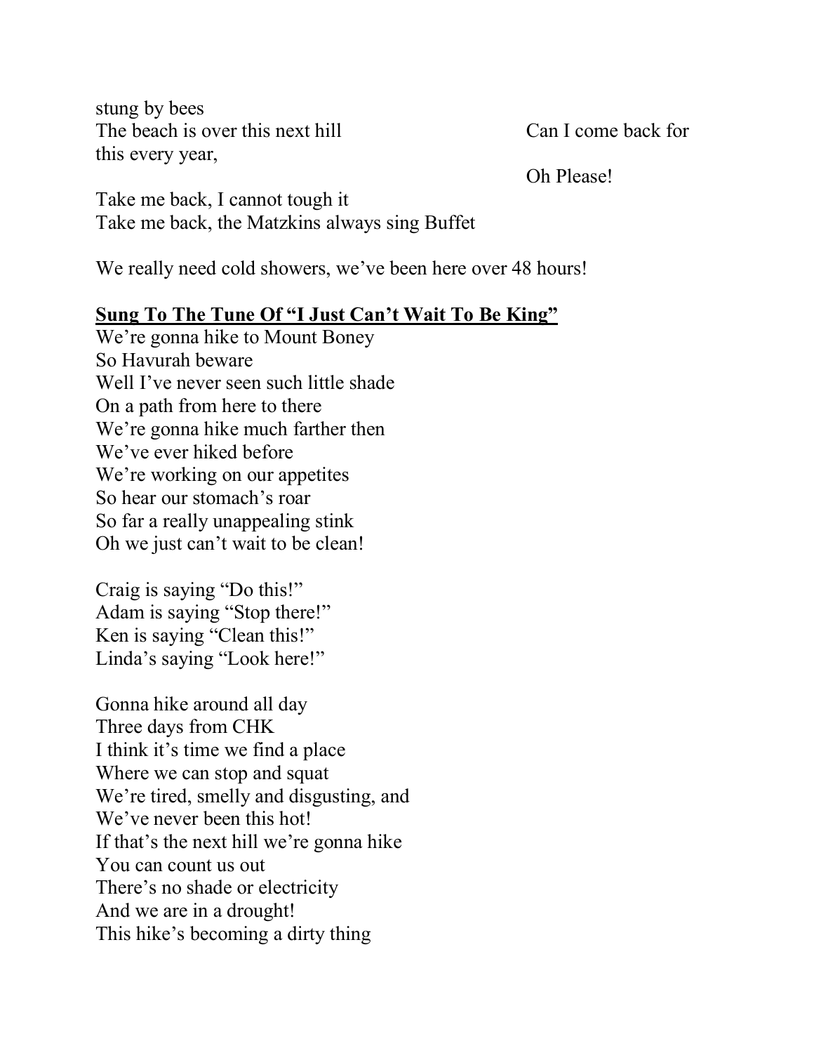stung by bees
The beach is over this next hill Can I come back for this every year,
Oh Please!

Take me back, I cannot tough it
Take me back, the Matzkins always sing Buffet

We really need cold showers, we've been here over 48 hours!

**<u>Sung To The Tune Of "I Just Can't Wait To Be King"</u>**

We're gonna hike to Mount Boney
So Havurah beware
Well I've never seen such little shade
On a path from here to there
We're gonna hike much farther then
We've ever hiked before
We're working on our appetites
So hear our stomach's roar
So far a really unappealing stink
Oh we just can't wait to be clean!

Craig is saying "Do this!"
Adam is saying "Stop there!"
Ken is saying "Clean this!"
Linda's saying "Look here!"

Gonna hike around all day
Three days from CHK
I think it's time we find a place
Where we can stop and squat
We're tired, smelly and disgusting, and
We've never been this hot!
If that's the next hill we're gonna hike
You can count us out
There's no shade or electricity
And we are in a drought!
This hike's becoming a dirty thing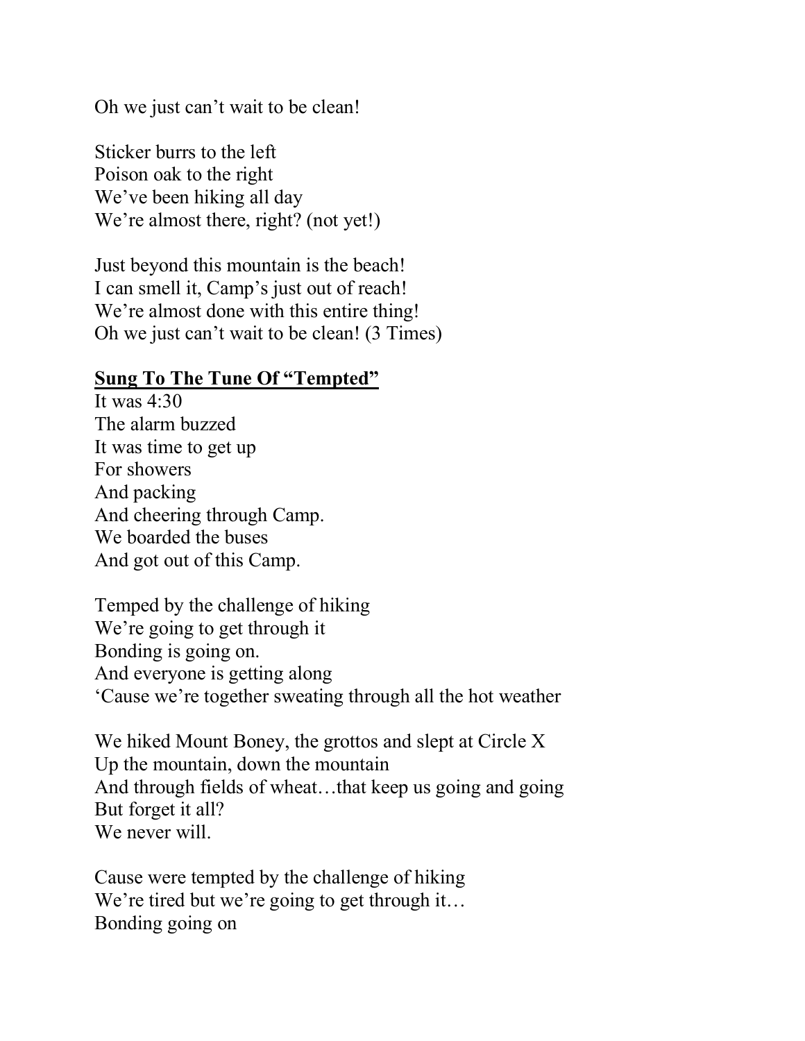Oh we just can't wait to be clean!

Sticker burrs to the left  
Poison oak to the right  
We've been hiking all day  
We're almost there, right? (not yet!)

Just beyond this mountain is the beach!  
I can smell it, Camp's just out of reach!  
We're almost done with this entire thing!  
Oh we just can't wait to be clean! (3 Times)

**<u>Sung To The Tune Of "Tempted"</u>**

It was 4:30  
The alarm buzzed  
It was time to get up  
For showers  
And packing  
And cheering through Camp.  
We boarded the buses  
And got out of this Camp.

Temped by the challenge of hiking  
We're going to get through it  
Bonding is going on.  
And everyone is getting along  
'Cause we're together sweating through all the hot weather

We hiked Mount Boney, the grottos and slept at Circle X  
Up the mountain, down the mountain  
And through fields of wheat…that keep us going and going  
But forget it all?  
We never will.

Cause were tempted by the challenge of hiking  
We're tired but we're going to get through it…  
Bonding going on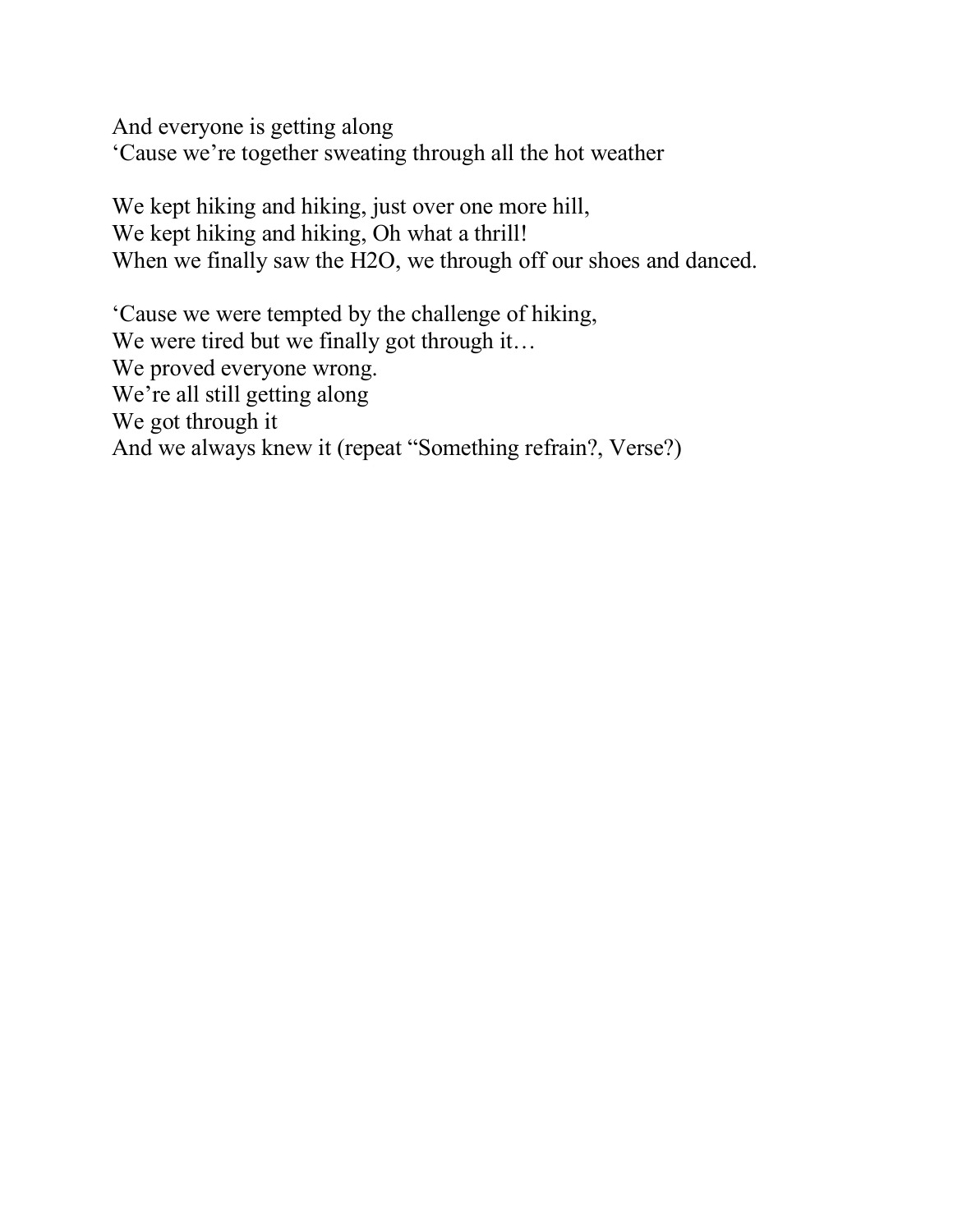And everyone is getting along
'Cause we're together sweating through all the hot weather

We kept hiking and hiking, just over one more hill,
We kept hiking and hiking, Oh what a thrill!
When we finally saw the $H_2O$, we through off our shoes and danced.

'Cause we were tempted by the challenge of hiking,
We were tired but we finally got through it…
We proved everyone wrong.
We're all still getting along
We got through it
And we always knew it (repeat "Something refrain?, Verse?)